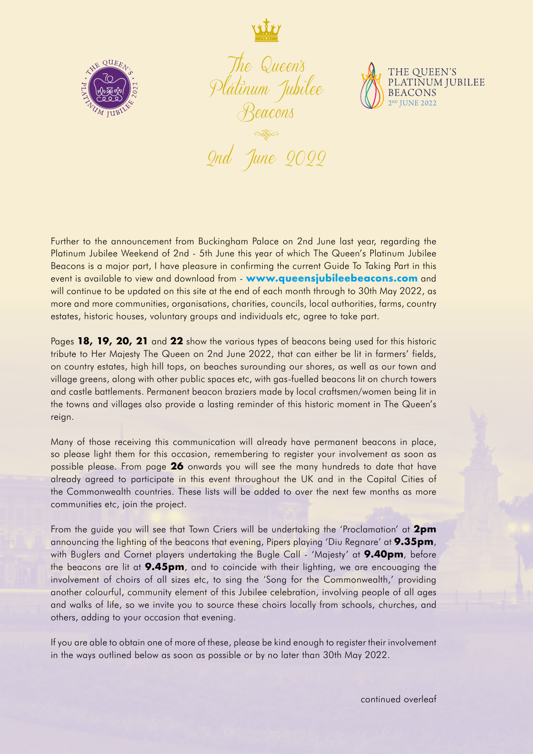# The Queen's Platinum Jubilee Beacons

## 2nd June 2022

THE QUEEN'S PLATINUM JUBILEE BEACONS
2ND JUNE 2022

Further to the announcement from Buckingham Palace on 2nd June last year, regarding the Platinum Jubilee Weekend of 2nd - 5th June this year of which The Queen's Platinum Jubilee Beacons is a major part, I have pleasure in confirming the current Guide To Taking Part in this event is available to view and download from - **www.queensjubileebeacons.com** and will continue to be updated on this site at the end of each month through to 30th May 2022, as more and more communities, organisations, charities, councils, local authorities, farms, country estates, historic houses, voluntary groups and individuals etc, agree to take part.

Pages **18, 19, 20, 21** and **22** show the various types of beacons being used for this historic tribute to Her Majesty The Queen on 2nd June 2022, that can either be lit in farmers' fields, on country estates, high hill tops, on beaches surounding our shores, as well as our town and village greens, along with other public spaces etc, with gas-fuelled beacons lit on church towers and castle battlements. Permanent beacon braziers made by local craftsmen/women being lit in the towns and villages also provide a lasting reminder of this historic moment in The Queen's reign.

Many of those receiving this communication will already have permanent beacons in place, so please light them for this occasion, remembering to register your involvement as soon as possible please. From page **26** onwards you will see the many hundreds to date that have already agreed to participate in this event throughout the UK and in the Capital Cities of the Commonwealth countries. These lists will be added to over the next few months as more communities etc, join the project.

From the guide you will see that Town Criers will be undertaking the 'Proclamation' at **2pm** announcing the lighting of the beacons that evening, Pipers playing 'Diu Regnare' at **9.35pm**, with Buglers and Cornet players undertaking the Bugle Call - 'Majesty' at **9.40pm**, before the beacons are lit at **9.45pm**, and to coincide with their lighting, we are encouaging the involvement of choirs of all sizes etc, to sing the 'Song for the Commonwealth,' providing another colourful, community element of this Jubilee celebration, involving people of all ages and walks of life, so we invite you to source these choirs locally from schools, churches, and others, adding to your occasion that evening.

If you are able to obtain one of more of these, please be kind enough to register their involvement in the ways outlined below as soon as possible or by no later than 30th May 2022.

continued overleaf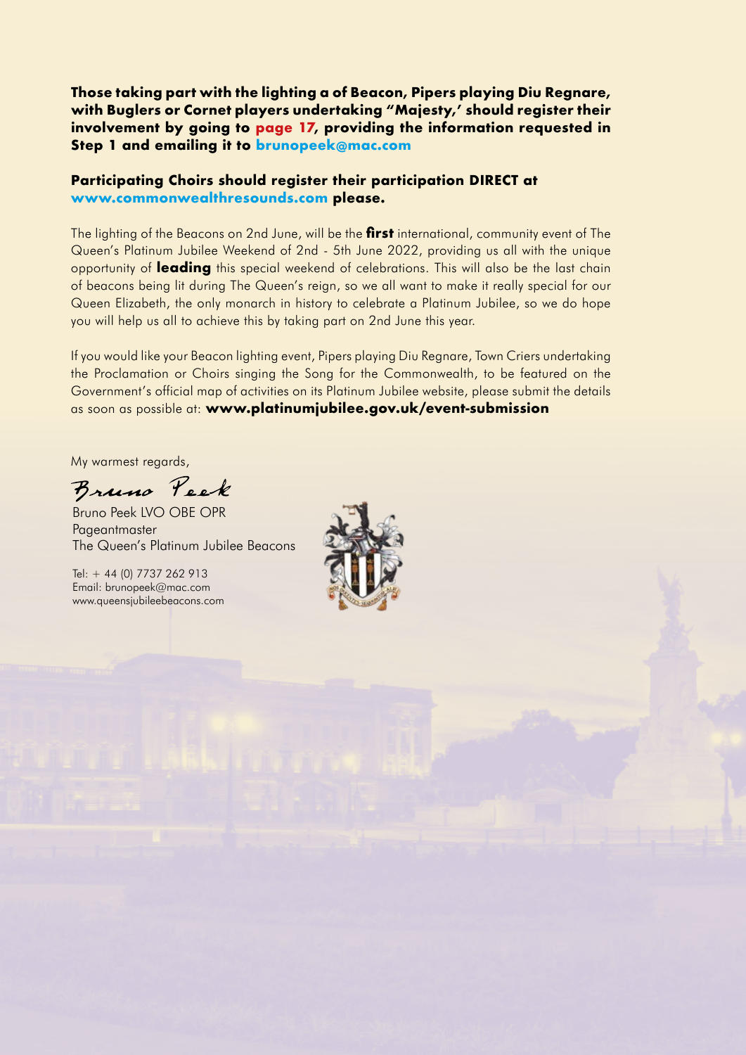**Those taking part with the lighting a of Beacon, Pipers playing Diu Regnare, with Buglers or Cornet players undertaking "Majesty,' should register their involvement by going to page 17, providing the information requested in Step 1 and emailing it to brunopeek@mac.com**

**Participating Choirs should register their participation DIRECT at www.commonwealthresounds.com please.**

The lighting of the Beacons on 2nd June, will be the **first** international, community event of The Queen's Platinum Jubilee Weekend of 2nd - 5th June 2022, providing us all with the unique opportunity of **leading** this special weekend of celebrations. This will also be the last chain of beacons being lit during The Queen's reign, so we all want to make it really special for our Queen Elizabeth, the only monarch in history to celebrate a Platinum Jubilee, so we do hope you will help us all to achieve this by taking part on 2nd June this year.

If you would like your Beacon lighting event, Pipers playing Diu Regnare, Town Criers undertaking the Proclamation or Choirs singing the Song for the Commonwealth, to be featured on the Government's official map of activities on its Platinum Jubilee website, please submit the details as soon as possible at: **www.platinumjubilee.gov.uk/event-submission**

My warmest regards,

*Bruno Peek*

Bruno Peek LVO OBE OPR
Pageantmaster
The Queen's Platinum Jubilee Beacons

Tel: + 44 (0) 7737 262 913
Email: brunopeek@mac.com
www.queensjubileebeacons.com